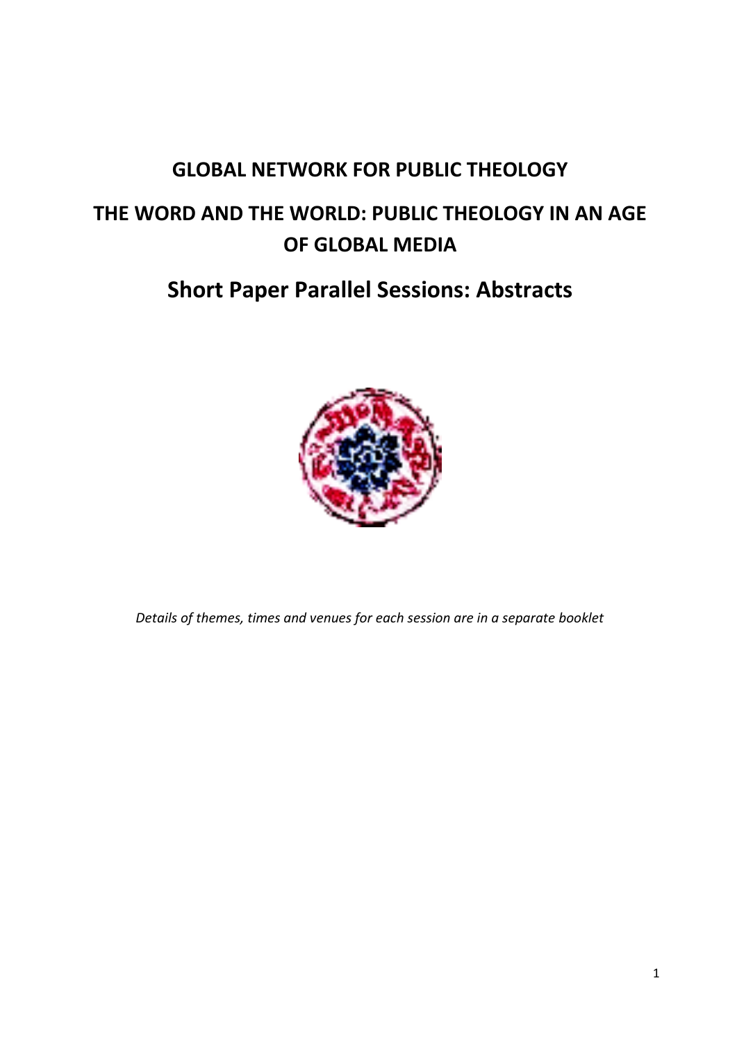# GLOBAL NETWORK FOR PUBLIC THEOLOGY

# THE WORD AND THE WORLD: PUBLIC THEOLOGY IN AN AGE OF GLOBAL MEDIA

## Short Paper Parallel Sessions: Abstracts

*Details of themes, times and venues for each session are in a separate booklet*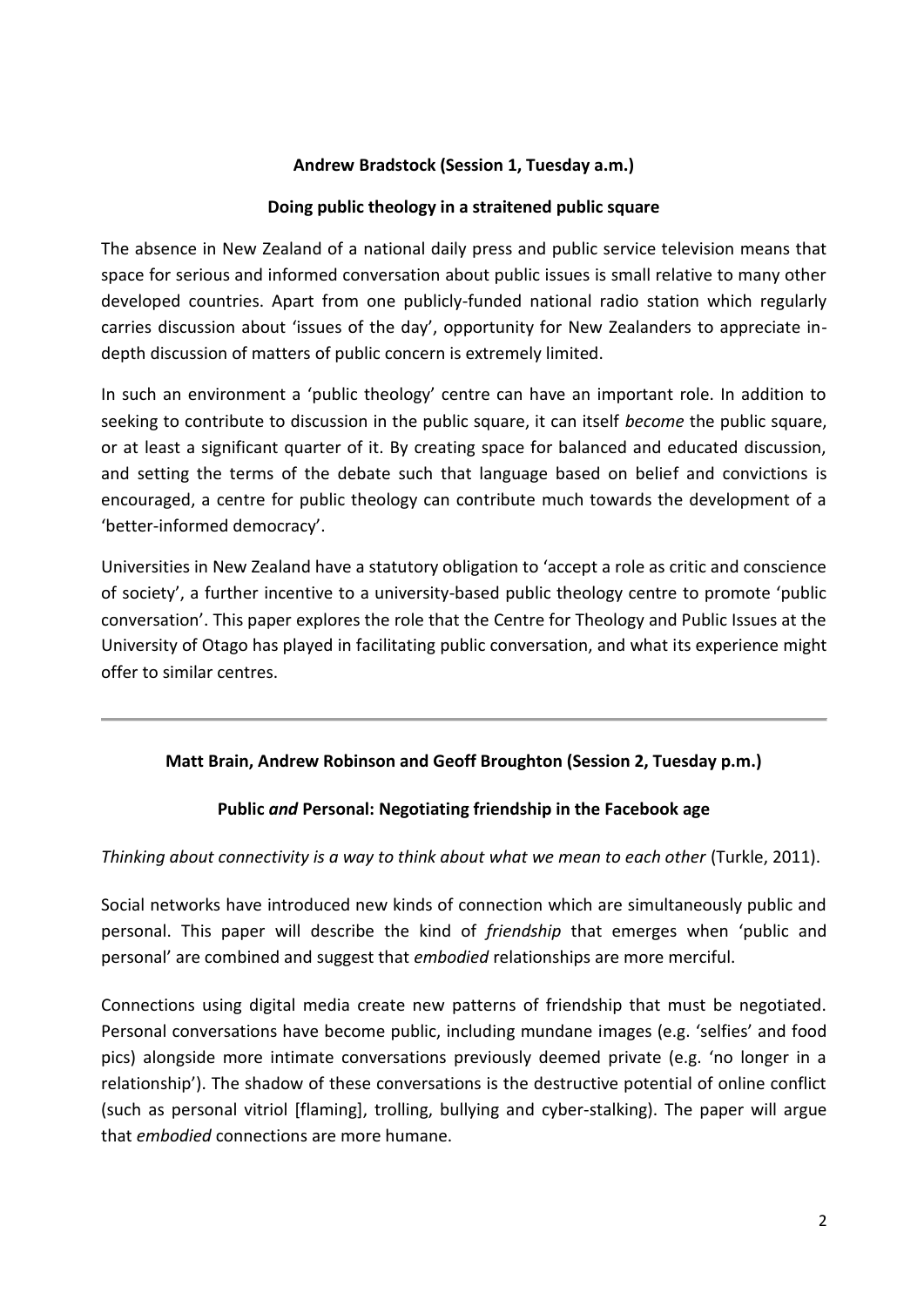**Andrew Bradstock (Session 1, Tuesday a.m.)**

**Doing public theology in a straitened public square**

The absence in New Zealand of a national daily press and public service television means that space for serious and informed conversation about public issues is small relative to many other developed countries. Apart from one publicly-funded national radio station which regularly carries discussion about 'issues of the day', opportunity for New Zealanders to appreciate in-depth discussion of matters of public concern is extremely limited.

In such an environment a 'public theology' centre can have an important role. In addition to seeking to contribute to discussion in the public square, it can itself *become* the public square, or at least a significant quarter of it. By creating space for balanced and educated discussion, and setting the terms of the debate such that language based on belief and convictions is encouraged, a centre for public theology can contribute much towards the development of a 'better-informed democracy'.

Universities in New Zealand have a statutory obligation to 'accept a role as critic and conscience of society', a further incentive to a university-based public theology centre to promote 'public conversation'. This paper explores the role that the Centre for Theology and Public Issues at the University of Otago has played in facilitating public conversation, and what its experience might offer to similar centres.

---

**Matt Brain, Andrew Robinson and Geoff Broughton (Session 2, Tuesday p.m.)**

**Public *and* Personal: Negotiating friendship in the Facebook age**

*Thinking about connectivity is a way to think about what we mean to each other* (Turkle, 2011).

Social networks have introduced new kinds of connection which are simultaneously public and personal. This paper will describe the kind of *friendship* that emerges when 'public and personal' are combined and suggest that *embodied* relationships are more merciful.

Connections using digital media create new patterns of friendship that must be negotiated. Personal conversations have become public, including mundane images (e.g. 'selfies' and food pics) alongside more intimate conversations previously deemed private (e.g. 'no longer in a relationship'). The shadow of these conversations is the destructive potential of online conflict (such as personal vitriol [flaming], trolling, bullying and cyber-stalking). The paper will argue that *embodied* connections are more humane.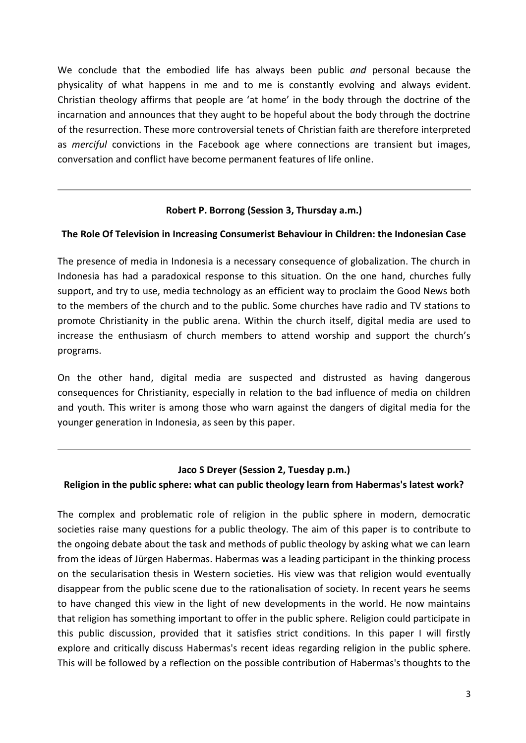We conclude that the embodied life has always been public *and* personal because the physicality of what happens in me and to me is constantly evolving and always evident. Christian theology affirms that people are 'at home' in the body through the doctrine of the incarnation and announces that they aught to be hopeful about the body through the doctrine of the resurrection. These more controversial tenets of Christian faith are therefore interpreted as *merciful* convictions in the Facebook age where connections are transient but images, conversation and conflict have become permanent features of life online.

---

**Robert P. Borrong (Session 3, Thursday a.m.)**

**The Role Of Television in Increasing Consumerist Behaviour in Children: the Indonesian Case**

The presence of media in Indonesia is a necessary consequence of globalization. The church in Indonesia has had a paradoxical response to this situation. On the one hand, churches fully support, and try to use, media technology as an efficient way to proclaim the Good News both to the members of the church and to the public. Some churches have radio and TV stations to promote Christianity in the public arena. Within the church itself, digital media are used to increase the enthusiasm of church members to attend worship and support the church's programs.

On the other hand, digital media are suspected and distrusted as having dangerous consequences for Christianity, especially in relation to the bad influence of media on children and youth. This writer is among those who warn against the dangers of digital media for the younger generation in Indonesia, as seen by this paper.

---

**Jaco S Dreyer (Session 2, Tuesday p.m.)**

**Religion in the public sphere: what can public theology learn from Habermas's latest work?**

The complex and problematic role of religion in the public sphere in modern, democratic societies raise many questions for a public theology. The aim of this paper is to contribute to the ongoing debate about the task and methods of public theology by asking what we can learn from the ideas of Jürgen Habermas. Habermas was a leading participant in the thinking process on the secularisation thesis in Western societies. His view was that religion would eventually disappear from the public scene due to the rationalisation of society. In recent years he seems to have changed this view in the light of new developments in the world. He now maintains that religion has something important to offer in the public sphere. Religion could participate in this public discussion, provided that it satisfies strict conditions. In this paper I will firstly explore and critically discuss Habermas's recent ideas regarding religion in the public sphere. This will be followed by a reflection on the possible contribution of Habermas's thoughts to the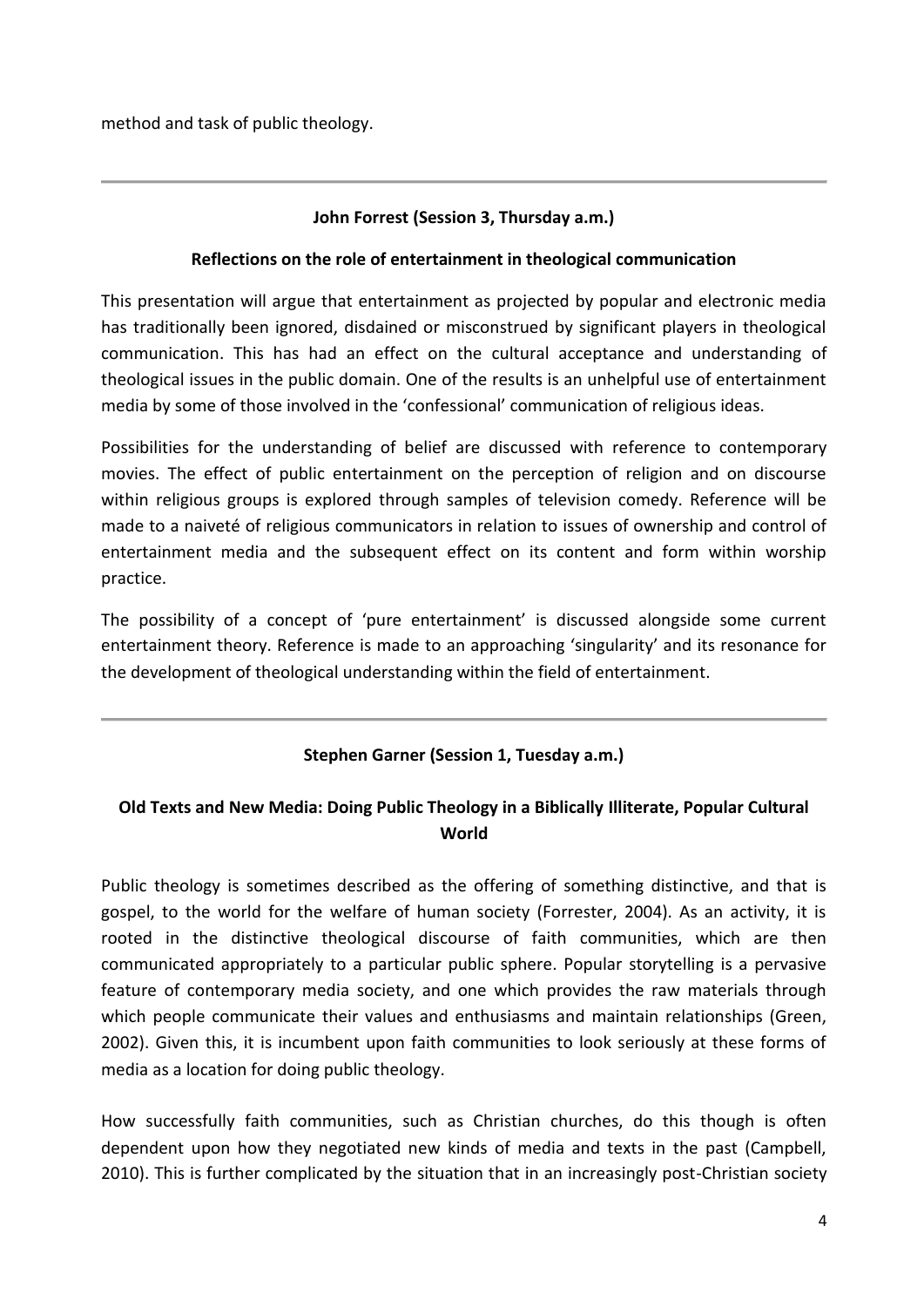method and task of public theology.

---

**John Forrest (Session 3, Thursday a.m.)**

**Reflections on the role of entertainment in theological communication**

This presentation will argue that entertainment as projected by popular and electronic media has traditionally been ignored, disdained or misconstrued by significant players in theological communication. This has had an effect on the cultural acceptance and understanding of theological issues in the public domain. One of the results is an unhelpful use of entertainment media by some of those involved in the 'confessional' communication of religious ideas.

Possibilities for the understanding of belief are discussed with reference to contemporary movies. The effect of public entertainment on the perception of religion and on discourse within religious groups is explored through samples of television comedy. Reference will be made to a naiveté of religious communicators in relation to issues of ownership and control of entertainment media and the subsequent effect on its content and form within worship practice.

The possibility of a concept of 'pure entertainment' is discussed alongside some current entertainment theory. Reference is made to an approaching 'singularity' and its resonance for the development of theological understanding within the field of entertainment.

---

**Stephen Garner (Session 1, Tuesday a.m.)**

**Old Texts and New Media: Doing Public Theology in a Biblically Illiterate, Popular Cultural World**

Public theology is sometimes described as the offering of something distinctive, and that is gospel, to the world for the welfare of human society (Forrester, 2004). As an activity, it is rooted in the distinctive theological discourse of faith communities, which are then communicated appropriately to a particular public sphere. Popular storytelling is a pervasive feature of contemporary media society, and one which provides the raw materials through which people communicate their values and enthusiasms and maintain relationships (Green, 2002). Given this, it is incumbent upon faith communities to look seriously at these forms of media as a location for doing public theology.

How successfully faith communities, such as Christian churches, do this though is often dependent upon how they negotiated new kinds of media and texts in the past (Campbell, 2010). This is further complicated by the situation that in an increasingly post-Christian society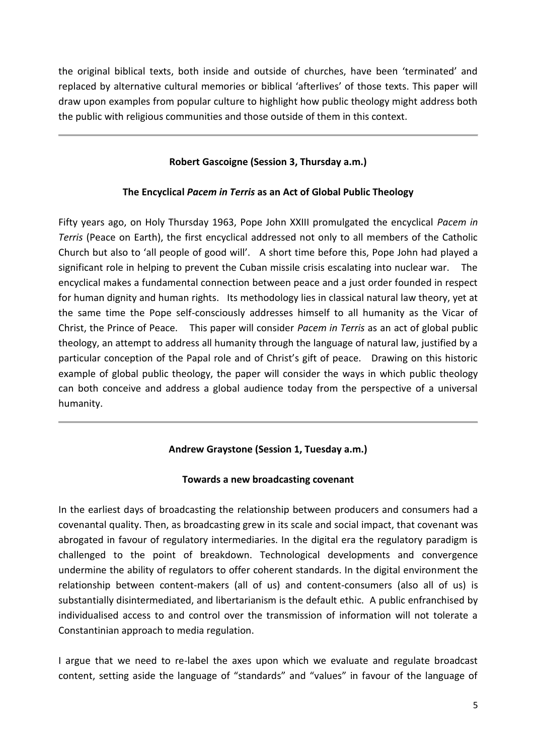the original biblical texts, both inside and outside of churches, have been 'terminated' and replaced by alternative cultural memories or biblical 'afterlives' of those texts. This paper will draw upon examples from popular culture to highlight how public theology might address both the public with religious communities and those outside of them in this context.

---

**Robert Gascoigne (Session 3, Thursday a.m.)**

**The Encyclical *Pacem in Terris* as an Act of Global Public Theology**

Fifty years ago, on Holy Thursday 1963, Pope John XXIII promulgated the encyclical *Pacem in Terris* (Peace on Earth), the first encyclical addressed not only to all members of the Catholic Church but also to 'all people of good will'. A short time before this, Pope John had played a significant role in helping to prevent the Cuban missile crisis escalating into nuclear war. The encyclical makes a fundamental connection between peace and a just order founded in respect for human dignity and human rights. Its methodology lies in classical natural law theory, yet at the same time the Pope self-consciously addresses himself to all humanity as the Vicar of Christ, the Prince of Peace. This paper will consider *Pacem in Terris* as an act of global public theology, an attempt to address all humanity through the language of natural law, justified by a particular conception of the Papal role and of Christ's gift of peace. Drawing on this historic example of global public theology, the paper will consider the ways in which public theology can both conceive and address a global audience today from the perspective of a universal humanity.

---

**Andrew Graystone (Session 1, Tuesday a.m.)**

**Towards a new broadcasting covenant**

In the earliest days of broadcasting the relationship between producers and consumers had a covenantal quality. Then, as broadcasting grew in its scale and social impact, that covenant was abrogated in favour of regulatory intermediaries. In the digital era the regulatory paradigm is challenged to the point of breakdown. Technological developments and convergence undermine the ability of regulators to offer coherent standards. In the digital environment the relationship between content-makers (all of us) and content-consumers (also all of us) is substantially disintermediated, and libertarianism is the default ethic. A public enfranchised by individualised access to and control over the transmission of information will not tolerate a Constantinian approach to media regulation.

I argue that we need to re-label the axes upon which we evaluate and regulate broadcast content, setting aside the language of "standards" and "values" in favour of the language of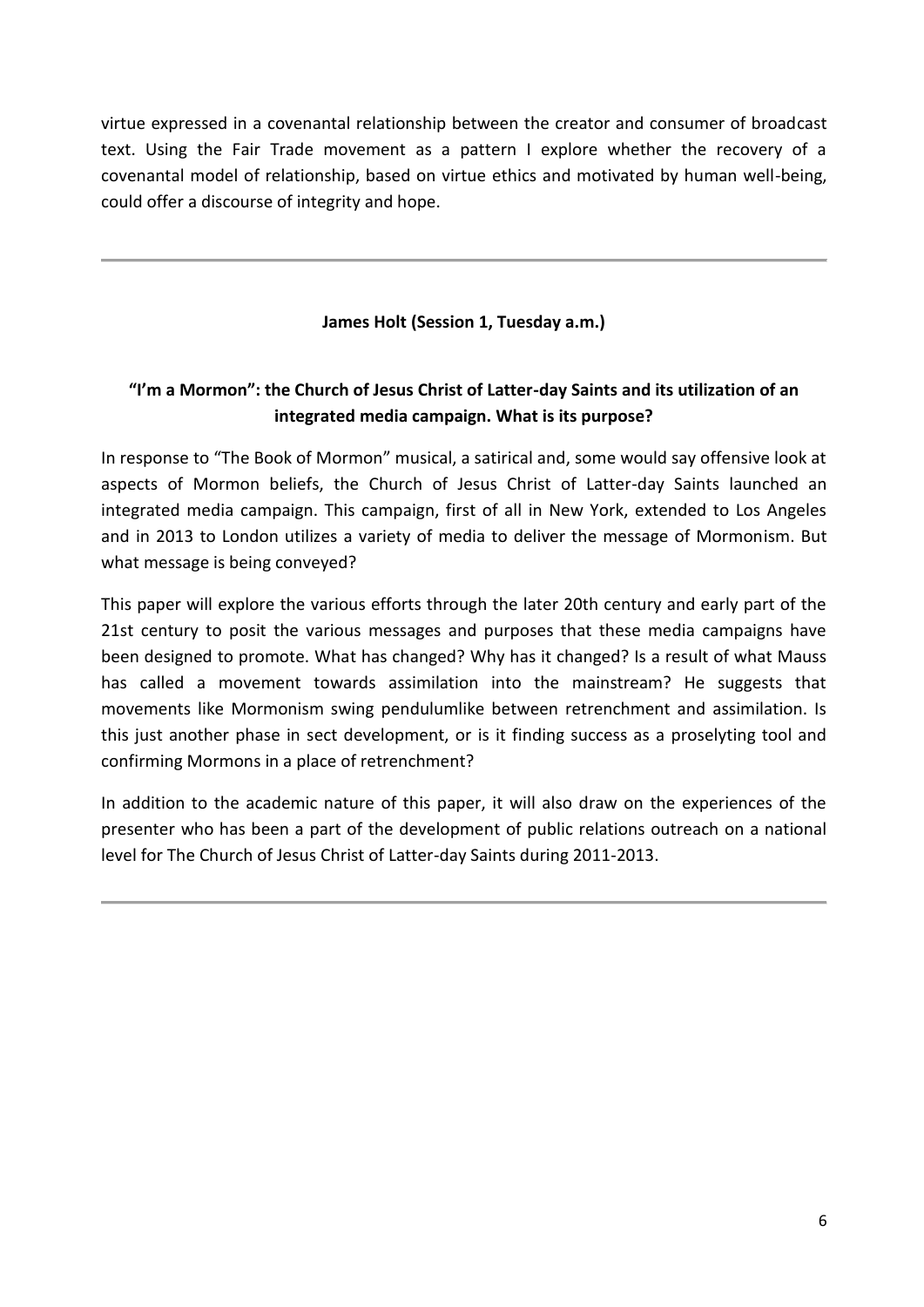virtue expressed in a covenantal relationship between the creator and consumer of broadcast text. Using the Fair Trade movement as a pattern I explore whether the recovery of a covenantal model of relationship, based on virtue ethics and motivated by human well-being, could offer a discourse of integrity and hope.

---

**James Holt (Session 1, Tuesday a.m.)**

**"I'm a Mormon": the Church of Jesus Christ of Latter-day Saints and its utilization of an integrated media campaign. What is its purpose?**

In response to "The Book of Mormon" musical, a satirical and, some would say offensive look at aspects of Mormon beliefs, the Church of Jesus Christ of Latter-day Saints launched an integrated media campaign. This campaign, first of all in New York, extended to Los Angeles and in 2013 to London utilizes a variety of media to deliver the message of Mormonism. But what message is being conveyed?

This paper will explore the various efforts through the later 20th century and early part of the 21st century to posit the various messages and purposes that these media campaigns have been designed to promote. What has changed? Why has it changed? Is a result of what Mauss has called a movement towards assimilation into the mainstream? He suggests that movements like Mormonism swing pendulumlike between retrenchment and assimilation. Is this just another phase in sect development, or is it finding success as a proselyting tool and confirming Mormons in a place of retrenchment?

In addition to the academic nature of this paper, it will also draw on the experiences of the presenter who has been a part of the development of public relations outreach on a national level for The Church of Jesus Christ of Latter-day Saints during 2011-2013.

---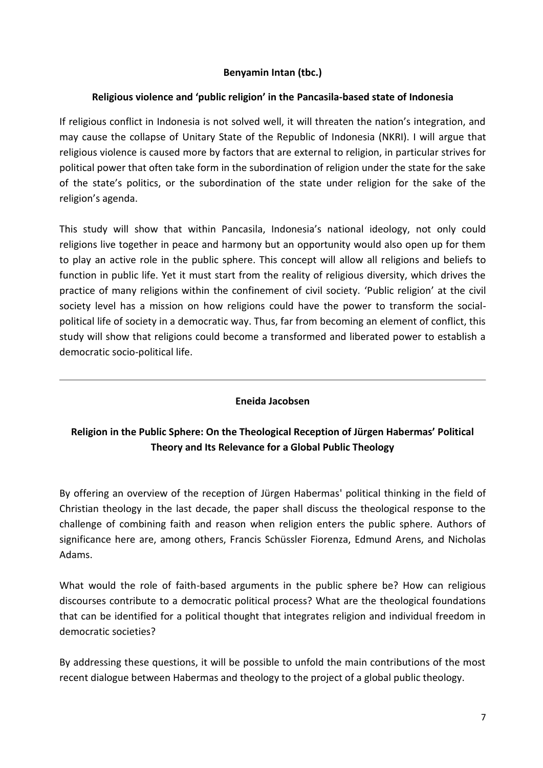**Benyamin Intan (tbc.)**

**Religious violence and 'public religion' in the Pancasila-based state of Indonesia**

If religious conflict in Indonesia is not solved well, it will threaten the nation's integration, and may cause the collapse of Unitary State of the Republic of Indonesia (NKRI). I will argue that religious violence is caused more by factors that are external to religion, in particular strives for political power that often take form in the subordination of religion under the state for the sake of the state's politics, or the subordination of the state under religion for the sake of the religion's agenda.

This study will show that within Pancasila, Indonesia's national ideology, not only could religions live together in peace and harmony but an opportunity would also open up for them to play an active role in the public sphere. This concept will allow all religions and beliefs to function in public life. Yet it must start from the reality of religious diversity, which drives the practice of many religions within the confinement of civil society. 'Public religion' at the civil society level has a mission on how religions could have the power to transform the social-political life of society in a democratic way. Thus, far from becoming an element of conflict, this study will show that religions could become a transformed and liberated power to establish a democratic socio-political life.

---

**Eneida Jacobsen**

**Religion in the Public Sphere: On the Theological Reception of Jürgen Habermas' Political Theory and Its Relevance for a Global Public Theology**

By offering an overview of the reception of Jürgen Habermas' political thinking in the field of Christian theology in the last decade, the paper shall discuss the theological response to the challenge of combining faith and reason when religion enters the public sphere. Authors of significance here are, among others, Francis Schüssler Fiorenza, Edmund Arens, and Nicholas Adams.

What would the role of faith-based arguments in the public sphere be? How can religious discourses contribute to a democratic political process? What are the theological foundations that can be identified for a political thought that integrates religion and individual freedom in democratic societies?

By addressing these questions, it will be possible to unfold the main contributions of the most recent dialogue between Habermas and theology to the project of a global public theology.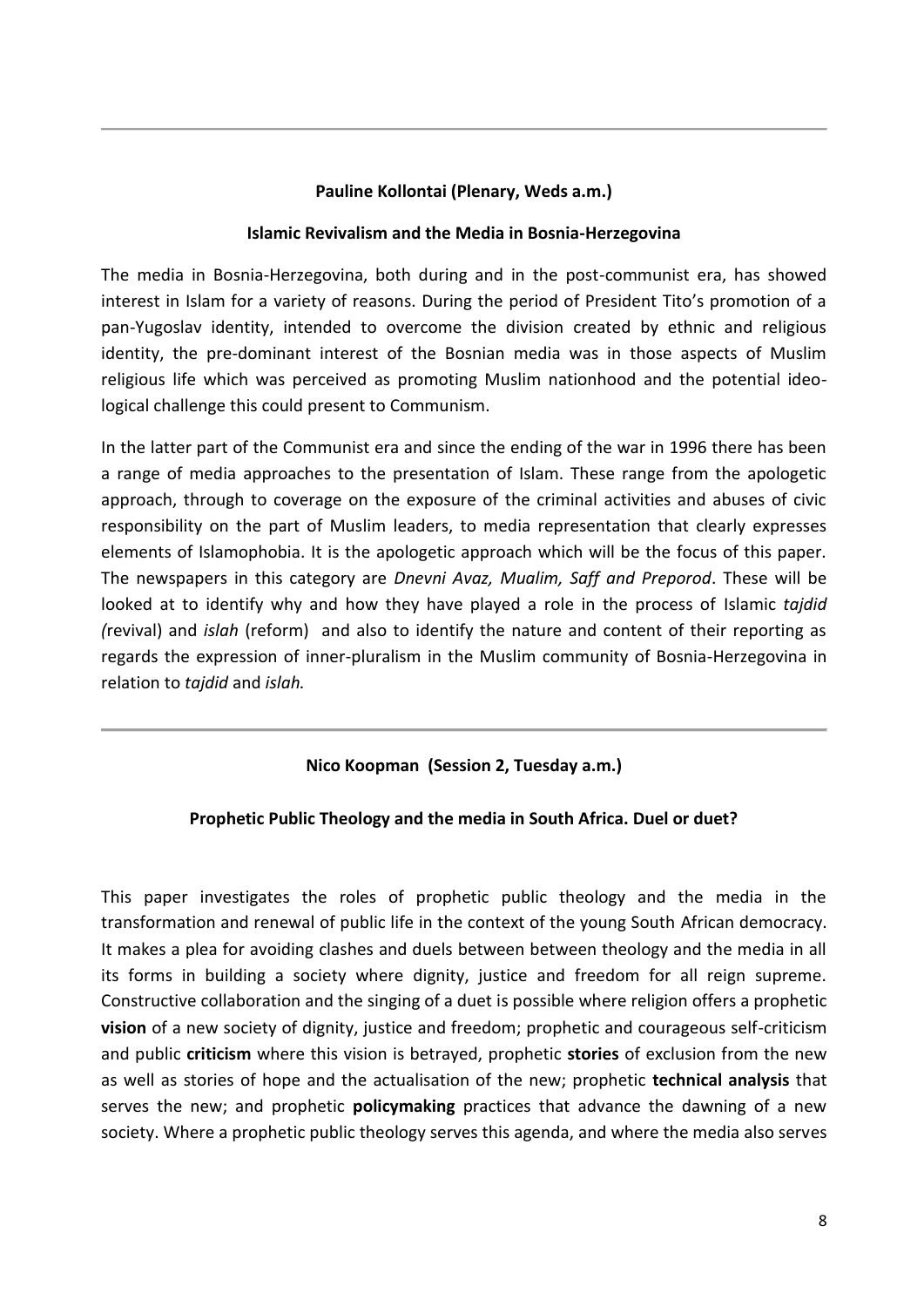---

**Pauline Kollontai (Plenary, Weds a.m.)**

**Islamic Revivalism and the Media in Bosnia-Herzegovina**

The media in Bosnia-Herzegovina, both during and in the post-communist era, has showed interest in Islam for a variety of reasons. During the period of President Tito's promotion of a pan-Yugoslav identity, intended to overcome the division created by ethnic and religious identity, the pre-dominant interest of the Bosnian media was in those aspects of Muslim religious life which was perceived as promoting Muslim nationhood and the potential ideo-logical challenge this could present to Communism.

In the latter part of the Communist era and since the ending of the war in 1996 there has been a range of media approaches to the presentation of Islam. These range from the apologetic approach, through to coverage on the exposure of the criminal activities and abuses of civic responsibility on the part of Muslim leaders, to media representation that clearly expresses elements of Islamophobia. It is the apologetic approach which will be the focus of this paper. The newspapers in this category are *Dnevni Avaz, Mualim, Saff and Preporod*. These will be looked at to identify why and how they have played a role in the process of Islamic *tajdid (*revival) and *islah* (reform) and also to identify the nature and content of their reporting as regards the expression of inner-pluralism in the Muslim community of Bosnia-Herzegovina in relation to *tajdid* and *islah.*

---

**Nico Koopman (Session 2, Tuesday a.m.)**

**Prophetic Public Theology and the media in South Africa. Duel or duet?**

This paper investigates the roles of prophetic public theology and the media in the transformation and renewal of public life in the context of the young South African democracy. It makes a plea for avoiding clashes and duels between between theology and the media in all its forms in building a society where dignity, justice and freedom for all reign supreme. Constructive collaboration and the singing of a duet is possible where religion offers a prophetic **vision** of a new society of dignity, justice and freedom; prophetic and courageous self-criticism and public **criticism** where this vision is betrayed, prophetic **stories** of exclusion from the new as well as stories of hope and the actualisation of the new; prophetic **technical analysis** that serves the new; and prophetic **policymaking** practices that advance the dawning of a new society. Where a prophetic public theology serves this agenda, and where the media also serves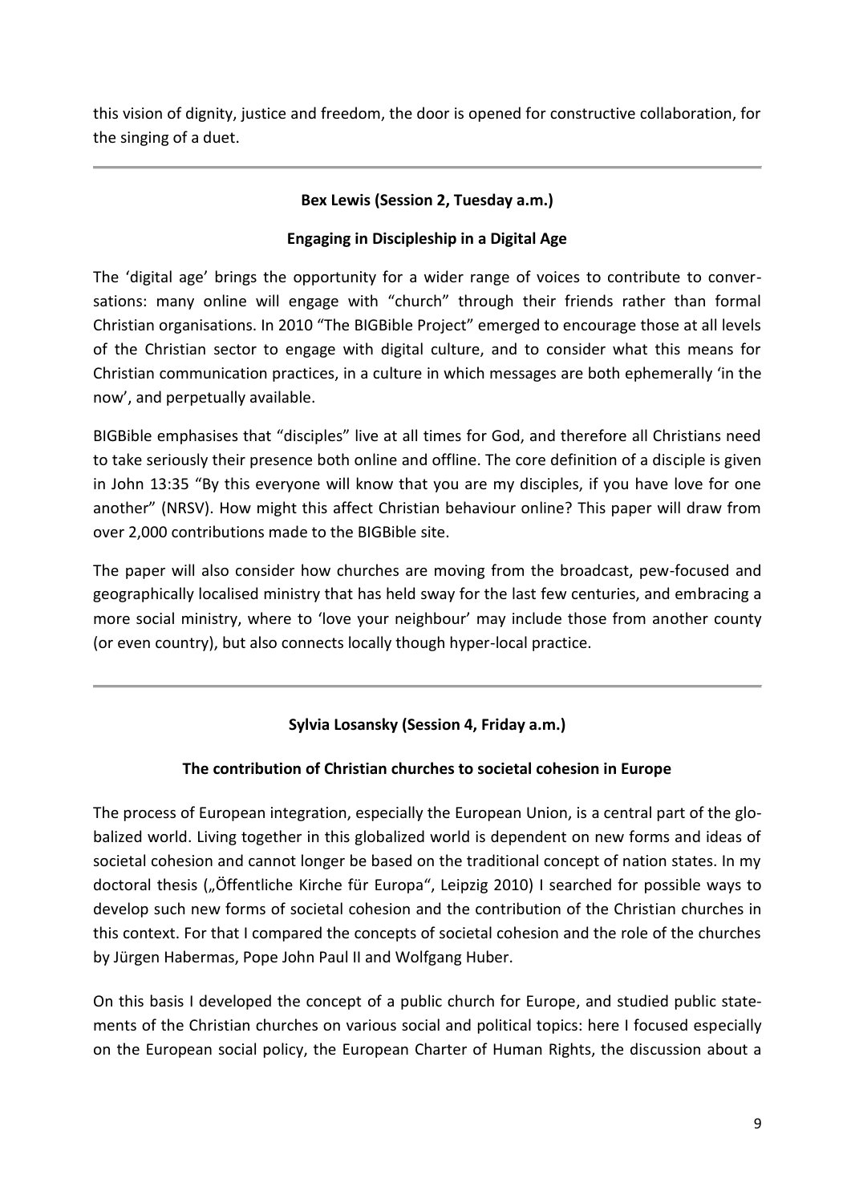this vision of dignity, justice and freedom, the door is opened for constructive collaboration, for the singing of a duet.

---

**Bex Lewis (Session 2, Tuesday a.m.)**

**Engaging in Discipleship in a Digital Age**

The 'digital age' brings the opportunity for a wider range of voices to contribute to conversations: many online will engage with "church" through their friends rather than formal Christian organisations. In 2010 "The BIGBible Project" emerged to encourage those at all levels of the Christian sector to engage with digital culture, and to consider what this means for Christian communication practices, in a culture in which messages are both ephemerally 'in the now', and perpetually available.

BIGBible emphasises that "disciples" live at all times for God, and therefore all Christians need to take seriously their presence both online and offline. The core definition of a disciple is given in John 13:35 "By this everyone will know that you are my disciples, if you have love for one another" (NRSV). How might this affect Christian behaviour online? This paper will draw from over 2,000 contributions made to the BIGBible site.

The paper will also consider how churches are moving from the broadcast, pew-focused and geographically localised ministry that has held sway for the last few centuries, and embracing a more social ministry, where to 'love your neighbour' may include those from another county (or even country), but also connects locally though hyper-local practice.

---

**Sylvia Losansky (Session 4, Friday a.m.)**

**The contribution of Christian churches to societal cohesion in Europe**

The process of European integration, especially the European Union, is a central part of the globalized world. Living together in this globalized world is dependent on new forms and ideas of societal cohesion and cannot longer be based on the traditional concept of nation states. In my doctoral thesis („Öffentliche Kirche für Europa", Leipzig 2010) I searched for possible ways to develop such new forms of societal cohesion and the contribution of the Christian churches in this context. For that I compared the concepts of societal cohesion and the role of the churches by Jürgen Habermas, Pope John Paul II and Wolfgang Huber.

On this basis I developed the concept of a public church for Europe, and studied public statements of the Christian churches on various social and political topics: here I focused especially on the European social policy, the European Charter of Human Rights, the discussion about a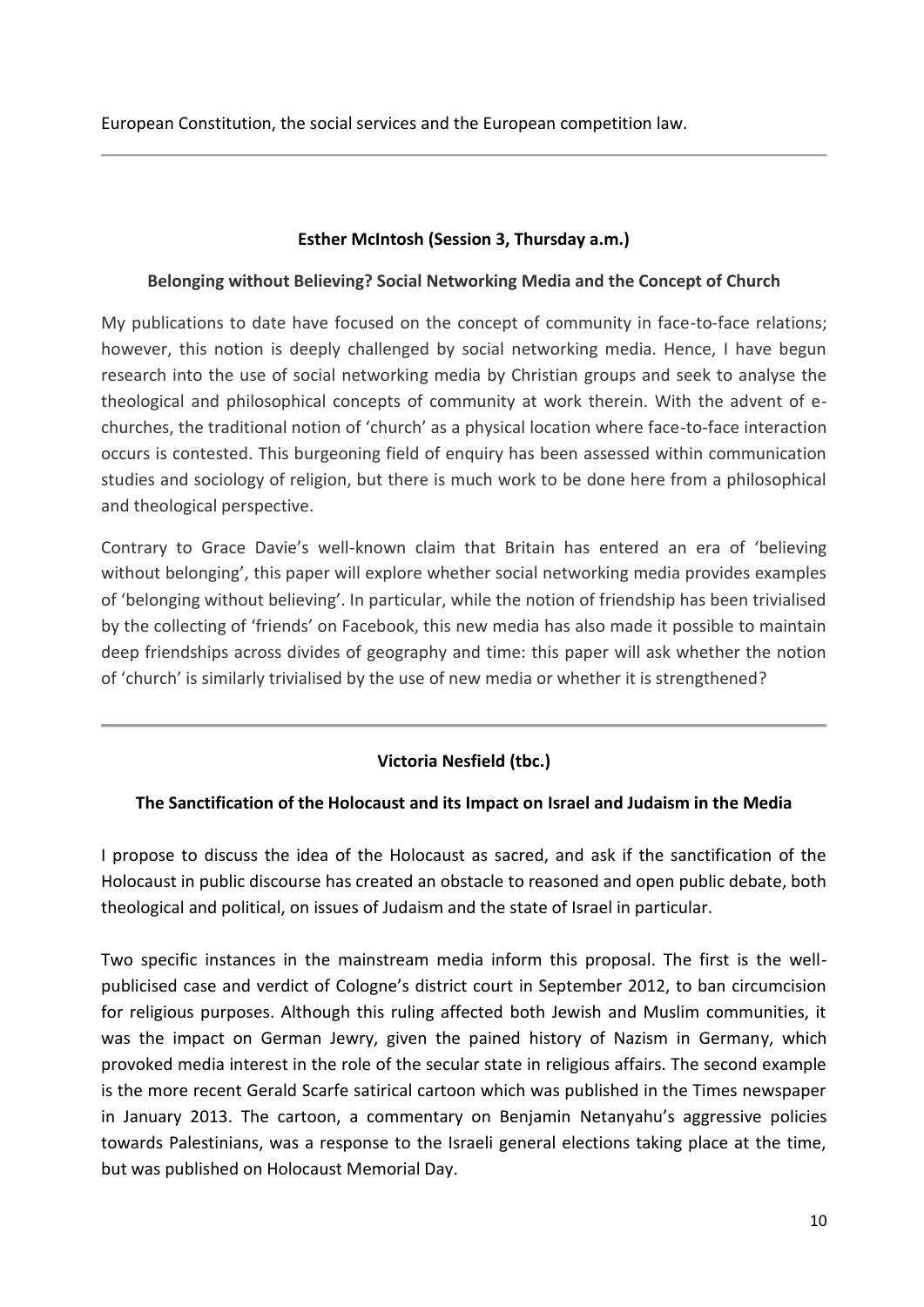European Constitution, the social services and the European competition law.

---

**Esther McIntosh (Session 3, Thursday a.m.)**

**Belonging without Believing? Social Networking Media and the Concept of Church**

My publications to date have focused on the concept of community in face-to-face relations; however, this notion is deeply challenged by social networking media. Hence, I have begun research into the use of social networking media by Christian groups and seek to analyse the theological and philosophical concepts of community at work therein. With the advent of e-churches, the traditional notion of 'church' as a physical location where face-to-face interaction occurs is contested. This burgeoning field of enquiry has been assessed within communication studies and sociology of religion, but there is much work to be done here from a philosophical and theological perspective.

Contrary to Grace Davie's well-known claim that Britain has entered an era of 'believing without belonging', this paper will explore whether social networking media provides examples of 'belonging without believing'. In particular, while the notion of friendship has been trivialised by the collecting of 'friends' on Facebook, this new media has also made it possible to maintain deep friendships across divides of geography and time: this paper will ask whether the notion of 'church' is similarly trivialised by the use of new media or whether it is strengthened?

---

**Victoria Nesfield (tbc.)**

**The Sanctification of the Holocaust and its Impact on Israel and Judaism in the Media**

I propose to discuss the idea of the Holocaust as sacred, and ask if the sanctification of the Holocaust in public discourse has created an obstacle to reasoned and open public debate, both theological and political, on issues of Judaism and the state of Israel in particular.

Two specific instances in the mainstream media inform this proposal. The first is the well-publicised case and verdict of Cologne's district court in September 2012, to ban circumcision for religious purposes. Although this ruling affected both Jewish and Muslim communities, it was the impact on German Jewry, given the pained history of Nazism in Germany, which provoked media interest in the role of the secular state in religious affairs. The second example is the more recent Gerald Scarfe satirical cartoon which was published in the Times newspaper in January 2013. The cartoon, a commentary on Benjamin Netanyahu's aggressive policies towards Palestinians, was a response to the Israeli general elections taking place at the time, but was published on Holocaust Memorial Day.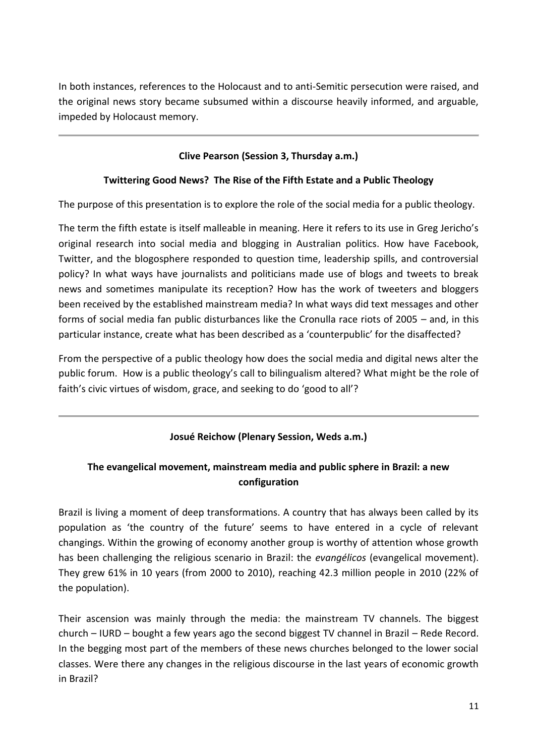In both instances, references to the Holocaust and to anti-Semitic persecution were raised, and the original news story became subsumed within a discourse heavily informed, and arguable, impeded by Holocaust memory.

---

**Clive Pearson (Session 3, Thursday a.m.)**

**Twittering Good News? The Rise of the Fifth Estate and a Public Theology**

The purpose of this presentation is to explore the role of the social media for a public theology.

The term the fifth estate is itself malleable in meaning. Here it refers to its use in Greg Jericho's original research into social media and blogging in Australian politics. How have Facebook, Twitter, and the blogosphere responded to question time, leadership spills, and controversial policy? In what ways have journalists and politicians made use of blogs and tweets to break news and sometimes manipulate its reception? How has the work of tweeters and bloggers been received by the established mainstream media? In what ways did text messages and other forms of social media fan public disturbances like the Cronulla race riots of 2005 – and, in this particular instance, create what has been described as a 'counterpublic' for the disaffected?

From the perspective of a public theology how does the social media and digital news alter the public forum. How is a public theology's call to bilingualism altered? What might be the role of faith's civic virtues of wisdom, grace, and seeking to do 'good to all'?

---

**Josué Reichow (Plenary Session, Weds a.m.)**

**The evangelical movement, mainstream media and public sphere in Brazil: a new configuration**

Brazil is living a moment of deep transformations. A country that has always been called by its population as 'the country of the future' seems to have entered in a cycle of relevant changings. Within the growing of economy another group is worthy of attention whose growth has been challenging the religious scenario in Brazil: the *evangélicos* (evangelical movement). They grew 61% in 10 years (from 2000 to 2010), reaching 42.3 million people in 2010 (22% of the population).

Their ascension was mainly through the media: the mainstream TV channels. The biggest church – IURD – bought a few years ago the second biggest TV channel in Brazil – Rede Record. In the begging most part of the members of these news churches belonged to the lower social classes. Were there any changes in the religious discourse in the last years of economic growth in Brazil?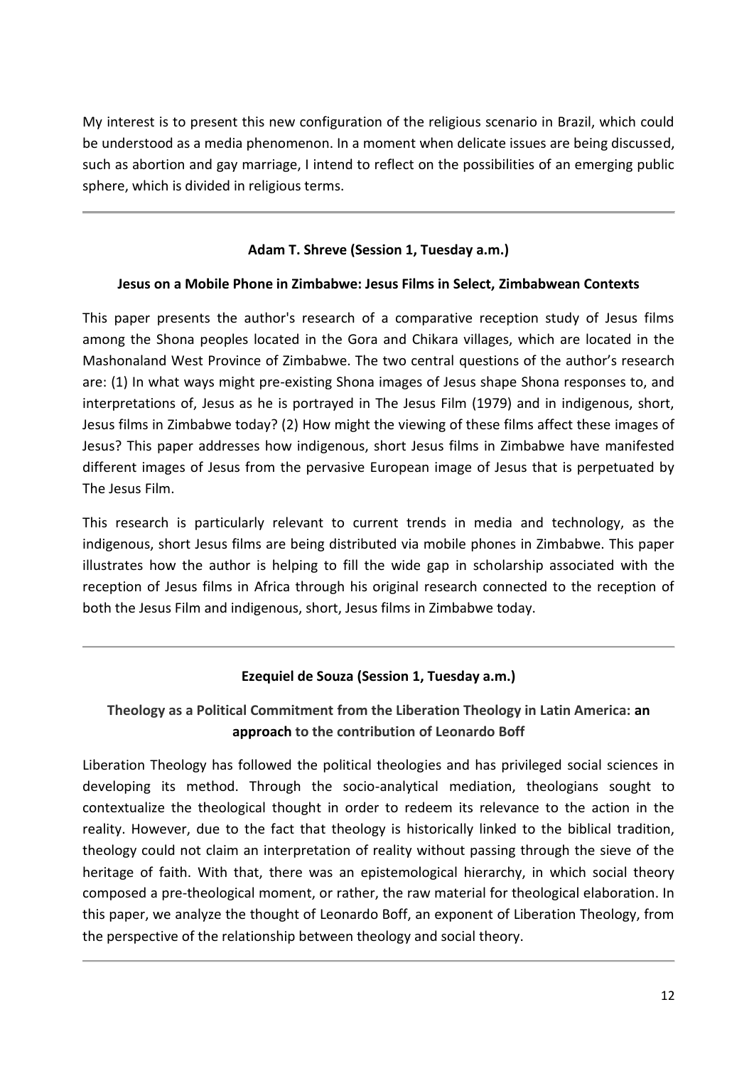My interest is to present this new configuration of the religious scenario in Brazil, which could be understood as a media phenomenon. In a moment when delicate issues are being discussed, such as abortion and gay marriage, I intend to reflect on the possibilities of an emerging public sphere, which is divided in religious terms.

---

**Adam T. Shreve (Session 1, Tuesday a.m.)**

**Jesus on a Mobile Phone in Zimbabwe: Jesus Films in Select, Zimbabwean Contexts**

This paper presents the author's research of a comparative reception study of Jesus films among the Shona peoples located in the Gora and Chikara villages, which are located in the Mashonaland West Province of Zimbabwe. The two central questions of the author's research are: (1) In what ways might pre-existing Shona images of Jesus shape Shona responses to, and interpretations of, Jesus as he is portrayed in The Jesus Film (1979) and in indigenous, short, Jesus films in Zimbabwe today? (2) How might the viewing of these films affect these images of Jesus? This paper addresses how indigenous, short Jesus films in Zimbabwe have manifested different images of Jesus from the pervasive European image of Jesus that is perpetuated by The Jesus Film.

This research is particularly relevant to current trends in media and technology, as the indigenous, short Jesus films are being distributed via mobile phones in Zimbabwe. This paper illustrates how the author is helping to fill the wide gap in scholarship associated with the reception of Jesus films in Africa through his original research connected to the reception of both the Jesus Film and indigenous, short, Jesus films in Zimbabwe today.

---

**Ezequiel de Souza (Session 1, Tuesday a.m.)**

**Theology as a Political Commitment from the Liberation Theology in Latin America: an approach to the contribution of Leonardo Boff**

Liberation Theology has followed the political theologies and has privileged social sciences in developing its method. Through the socio-analytical mediation, theologians sought to contextualize the theological thought in order to redeem its relevance to the action in the reality. However, due to the fact that theology is historically linked to the biblical tradition, theology could not claim an interpretation of reality without passing through the sieve of the heritage of faith. With that, there was an epistemological hierarchy, in which social theory composed a pre-theological moment, or rather, the raw material for theological elaboration. In this paper, we analyze the thought of Leonardo Boff, an exponent of Liberation Theology, from the perspective of the relationship between theology and social theory.

---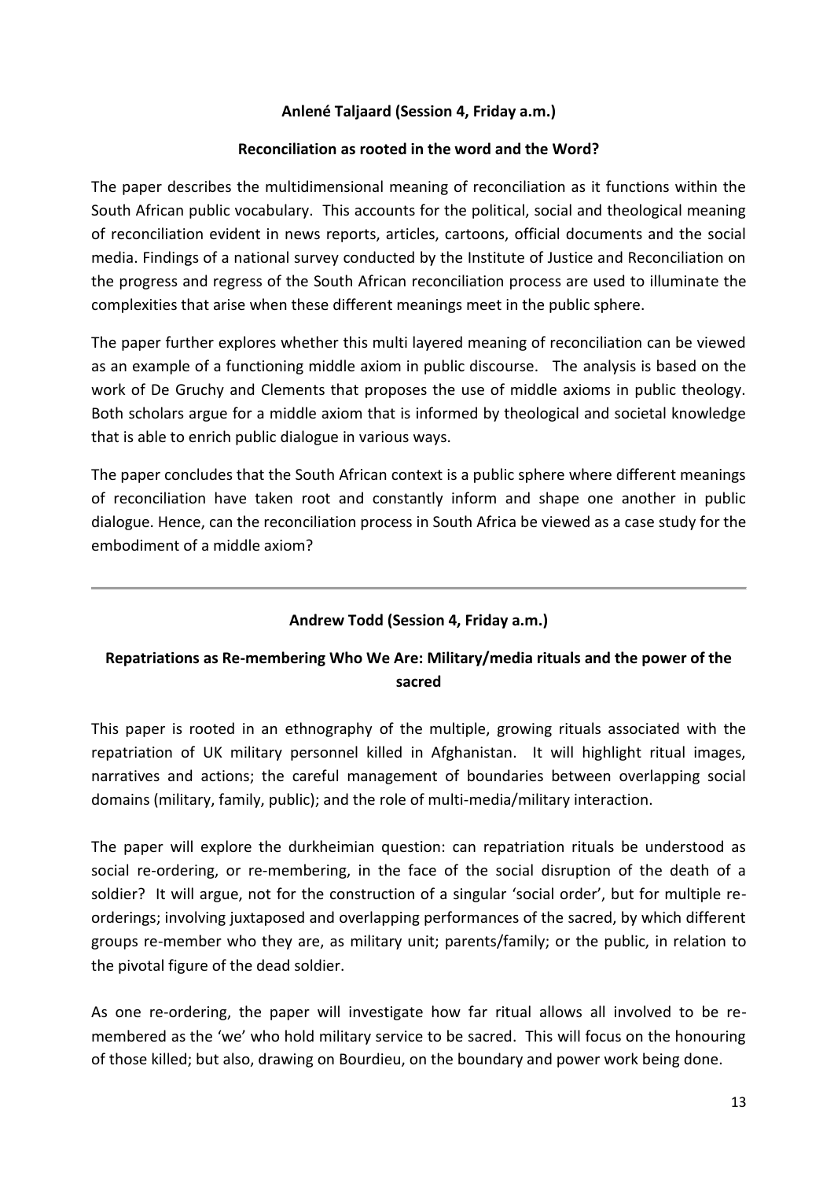**Anlené Taljaard (Session 4, Friday a.m.)**

**Reconciliation as rooted in the word and the Word?**

The paper describes the multidimensional meaning of reconciliation as it functions within the South African public vocabulary. This accounts for the political, social and theological meaning of reconciliation evident in news reports, articles, cartoons, official documents and the social media. Findings of a national survey conducted by the Institute of Justice and Reconciliation on the progress and regress of the South African reconciliation process are used to illuminate the complexities that arise when these different meanings meet in the public sphere.

The paper further explores whether this multi layered meaning of reconciliation can be viewed as an example of a functioning middle axiom in public discourse. The analysis is based on the work of De Gruchy and Clements that proposes the use of middle axioms in public theology. Both scholars argue for a middle axiom that is informed by theological and societal knowledge that is able to enrich public dialogue in various ways.

The paper concludes that the South African context is a public sphere where different meanings of reconciliation have taken root and constantly inform and shape one another in public dialogue. Hence, can the reconciliation process in South Africa be viewed as a case study for the embodiment of a middle axiom?

---

**Andrew Todd (Session 4, Friday a.m.)**

**Repatriations as Re-membering Who We Are: Military/media rituals and the power of the sacred**

This paper is rooted in an ethnography of the multiple, growing rituals associated with the repatriation of UK military personnel killed in Afghanistan. It will highlight ritual images, narratives and actions; the careful management of boundaries between overlapping social domains (military, family, public); and the role of multi-media/military interaction.

The paper will explore the durkheimian question: can repatriation rituals be understood as social re-ordering, or re-membering, in the face of the social disruption of the death of a soldier? It will argue, not for the construction of a singular 'social order', but for multiple re-orderings; involving juxtaposed and overlapping performances of the sacred, by which different groups re-member who they are, as military unit; parents/family; or the public, in relation to the pivotal figure of the dead soldier.

As one re-ordering, the paper will investigate how far ritual allows all involved to be re-membered as the 'we' who hold military service to be sacred. This will focus on the honouring of those killed; but also, drawing on Bourdieu, on the boundary and power work being done.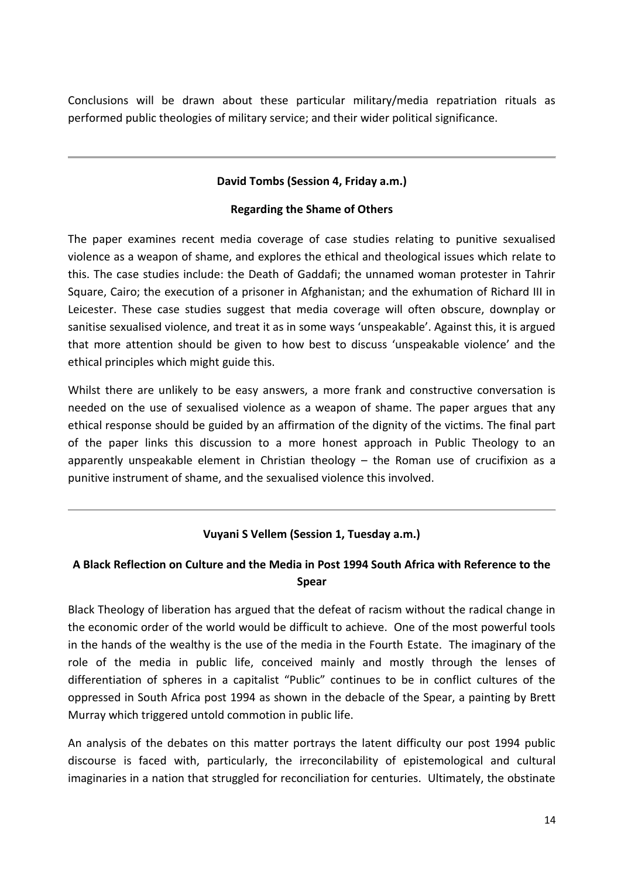Conclusions will be drawn about these particular military/media repatriation rituals as performed public theologies of military service; and their wider political significance.

---

**David Tombs (Session 4, Friday a.m.)**

**Regarding the Shame of Others**

The paper examines recent media coverage of case studies relating to punitive sexualised violence as a weapon of shame, and explores the ethical and theological issues which relate to this. The case studies include: the Death of Gaddafi; the unnamed woman protester in Tahrir Square, Cairo; the execution of a prisoner in Afghanistan; and the exhumation of Richard III in Leicester. These case studies suggest that media coverage will often obscure, downplay or sanitise sexualised violence, and treat it as in some ways 'unspeakable'. Against this, it is argued that more attention should be given to how best to discuss 'unspeakable violence' and the ethical principles which might guide this.

Whilst there are unlikely to be easy answers, a more frank and constructive conversation is needed on the use of sexualised violence as a weapon of shame. The paper argues that any ethical response should be guided by an affirmation of the dignity of the victims. The final part of the paper links this discussion to a more honest approach in Public Theology to an apparently unspeakable element in Christian theology – the Roman use of crucifixion as a punitive instrument of shame, and the sexualised violence this involved.

---

**Vuyani S Vellem (Session 1, Tuesday a.m.)**

**A Black Reflection on Culture and the Media in Post 1994 South Africa with Reference to the Spear**

Black Theology of liberation has argued that the defeat of racism without the radical change in the economic order of the world would be difficult to achieve. One of the most powerful tools in the hands of the wealthy is the use of the media in the Fourth Estate. The imaginary of the role of the media in public life, conceived mainly and mostly through the lenses of differentiation of spheres in a capitalist "Public" continues to be in conflict cultures of the oppressed in South Africa post 1994 as shown in the debacle of the Spear, a painting by Brett Murray which triggered untold commotion in public life.

An analysis of the debates on this matter portrays the latent difficulty our post 1994 public discourse is faced with, particularly, the irreconcilability of epistemological and cultural imaginaries in a nation that struggled for reconciliation for centuries. Ultimately, the obstinate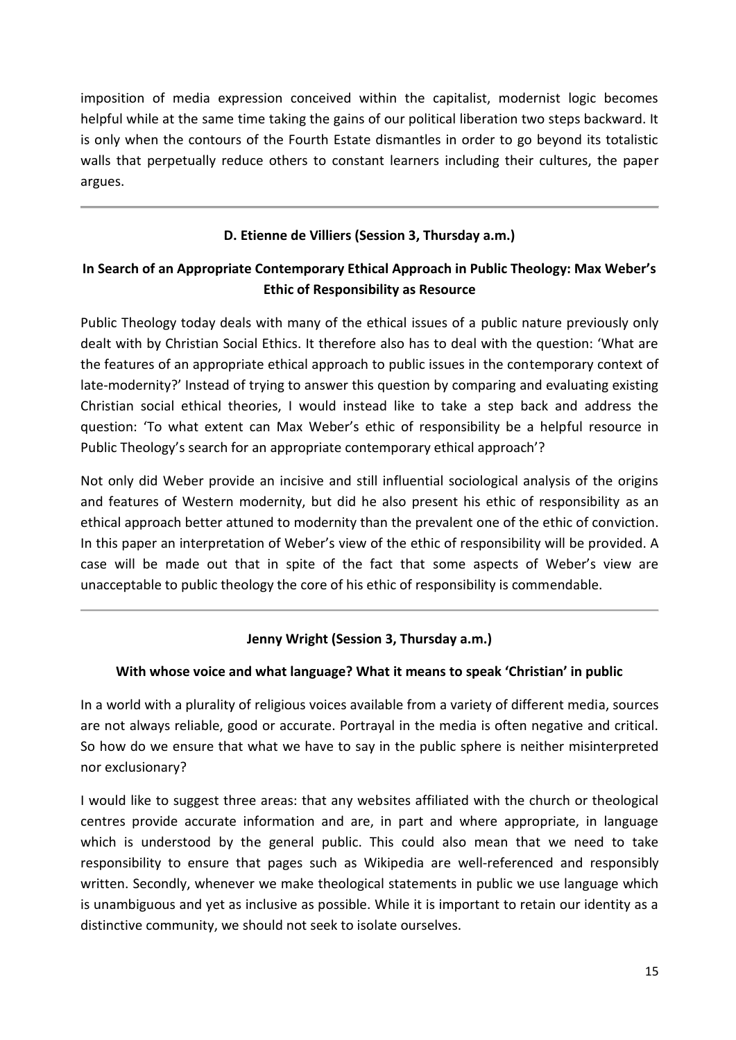imposition of media expression conceived within the capitalist, modernist logic becomes helpful while at the same time taking the gains of our political liberation two steps backward. It is only when the contours of the Fourth Estate dismantles in order to go beyond its totalistic walls that perpetually reduce others to constant learners including their cultures, the paper argues.

---

**D. Etienne de Villiers (Session 3, Thursday a.m.)**

**In Search of an Appropriate Contemporary Ethical Approach in Public Theology: Max Weber's Ethic of Responsibility as Resource**

Public Theology today deals with many of the ethical issues of a public nature previously only dealt with by Christian Social Ethics. It therefore also has to deal with the question: 'What are the features of an appropriate ethical approach to public issues in the contemporary context of late-modernity?' Instead of trying to answer this question by comparing and evaluating existing Christian social ethical theories, I would instead like to take a step back and address the question: 'To what extent can Max Weber's ethic of responsibility be a helpful resource in Public Theology's search for an appropriate contemporary ethical approach'?

Not only did Weber provide an incisive and still influential sociological analysis of the origins and features of Western modernity, but did he also present his ethic of responsibility as an ethical approach better attuned to modernity than the prevalent one of the ethic of conviction. In this paper an interpretation of Weber's view of the ethic of responsibility will be provided. A case will be made out that in spite of the fact that some aspects of Weber's view are unacceptable to public theology the core of his ethic of responsibility is commendable.

---

**Jenny Wright (Session 3, Thursday a.m.)**

**With whose voice and what language? What it means to speak 'Christian' in public**

In a world with a plurality of religious voices available from a variety of different media, sources are not always reliable, good or accurate. Portrayal in the media is often negative and critical. So how do we ensure that what we have to say in the public sphere is neither misinterpreted nor exclusionary?

I would like to suggest three areas: that any websites affiliated with the church or theological centres provide accurate information and are, in part and where appropriate, in language which is understood by the general public. This could also mean that we need to take responsibility to ensure that pages such as Wikipedia are well-referenced and responsibly written. Secondly, whenever we make theological statements in public we use language which is unambiguous and yet as inclusive as possible. While it is important to retain our identity as a distinctive community, we should not seek to isolate ourselves.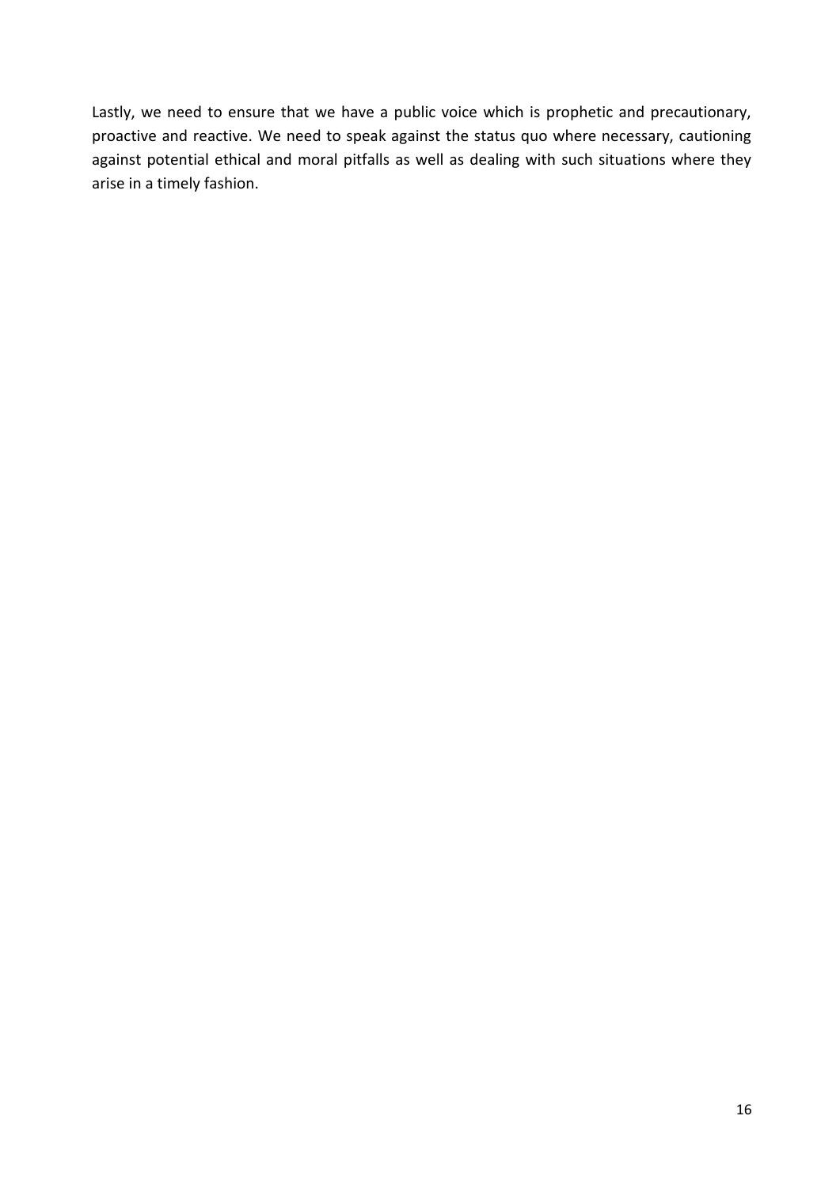Lastly, we need to ensure that we have a public voice which is prophetic and precautionary, proactive and reactive. We need to speak against the status quo where necessary, cautioning against potential ethical and moral pitfalls as well as dealing with such situations where they arise in a timely fashion.